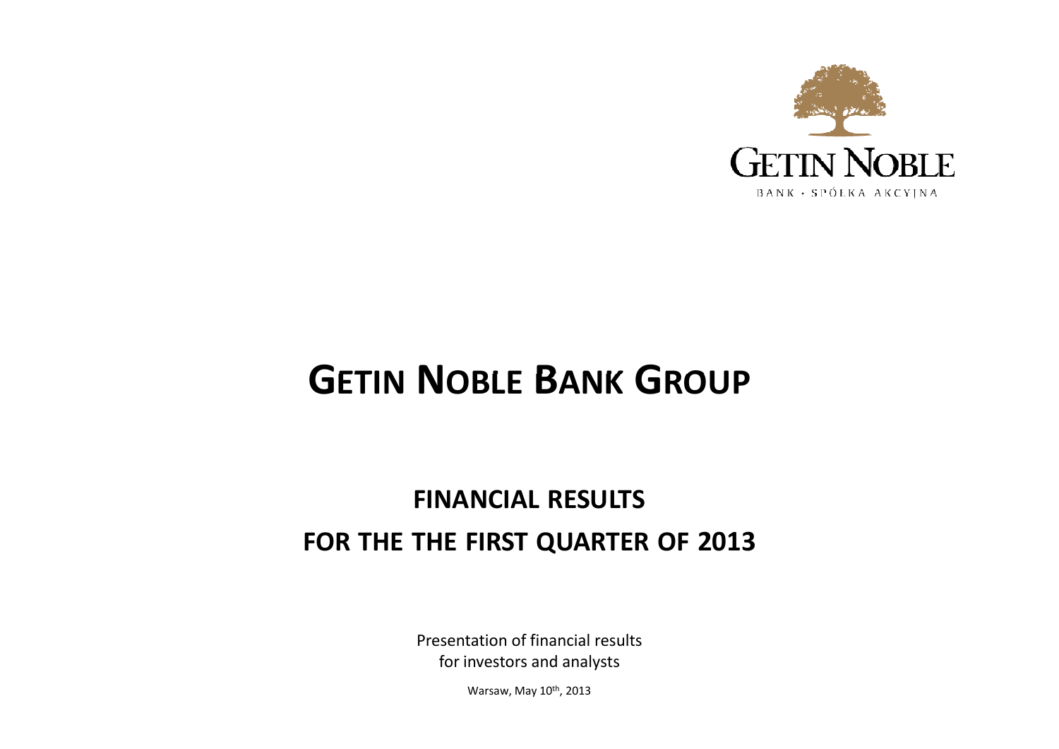GETIN NOBLE

BANK · SPÓŁKA AKCYJNA

# GETIN NOBLE BANK GROUP

## FINANCIAL RESULTS

## FOR THE THE FIRST QUARTER OF 2013

Presentation of financial results
for investors and analysts

Warsaw, May 10th, 2013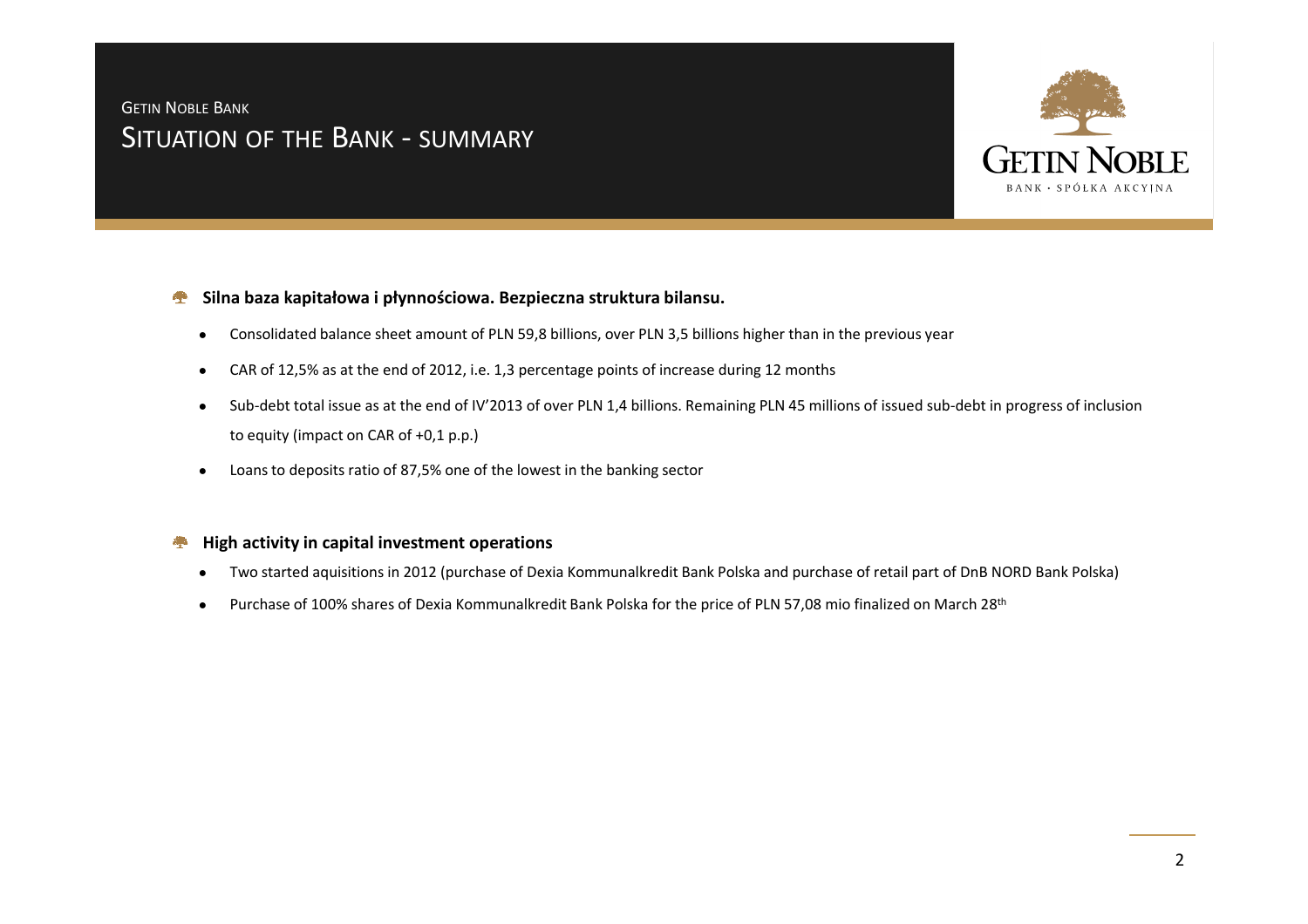GETIN NOBLE BANK

# SITUATION OF THE BANK - SUMMARY

GETIN NOBLE

BANK • SPÓŁKA AKCYJNA

- **Silna baza kapitałowa i płynnościowa. Bezpieczna struktura bilansu.**
  - Consolidated balance sheet amount of PLN 59,8 billions, over PLN 3,5 billions higher than in the previous year
  - CAR of 12,5% as at the end of 2012, i.e. 1,3 percentage points of increase during 12 months
  - Sub-debt total issue as at the end of IV'2013 of over PLN 1,4 billions. Remaining PLN 45 millions of issued sub-debt in progress of inclusion to equity (impact on CAR of +0,1 p.p.)
  - Loans to deposits ratio of 87,5% one of the lowest in the banking sector

- **High activity in capital investment operations**
  - Two started aquisitions in 2012 (purchase of Dexia Kommunalkredit Bank Polska and purchase of retail part of DnB NORD Bank Polska)
  - Purchase of 100% shares of Dexia Kommunalkredit Bank Polska for the price of PLN 57,08 mio finalized on March 28th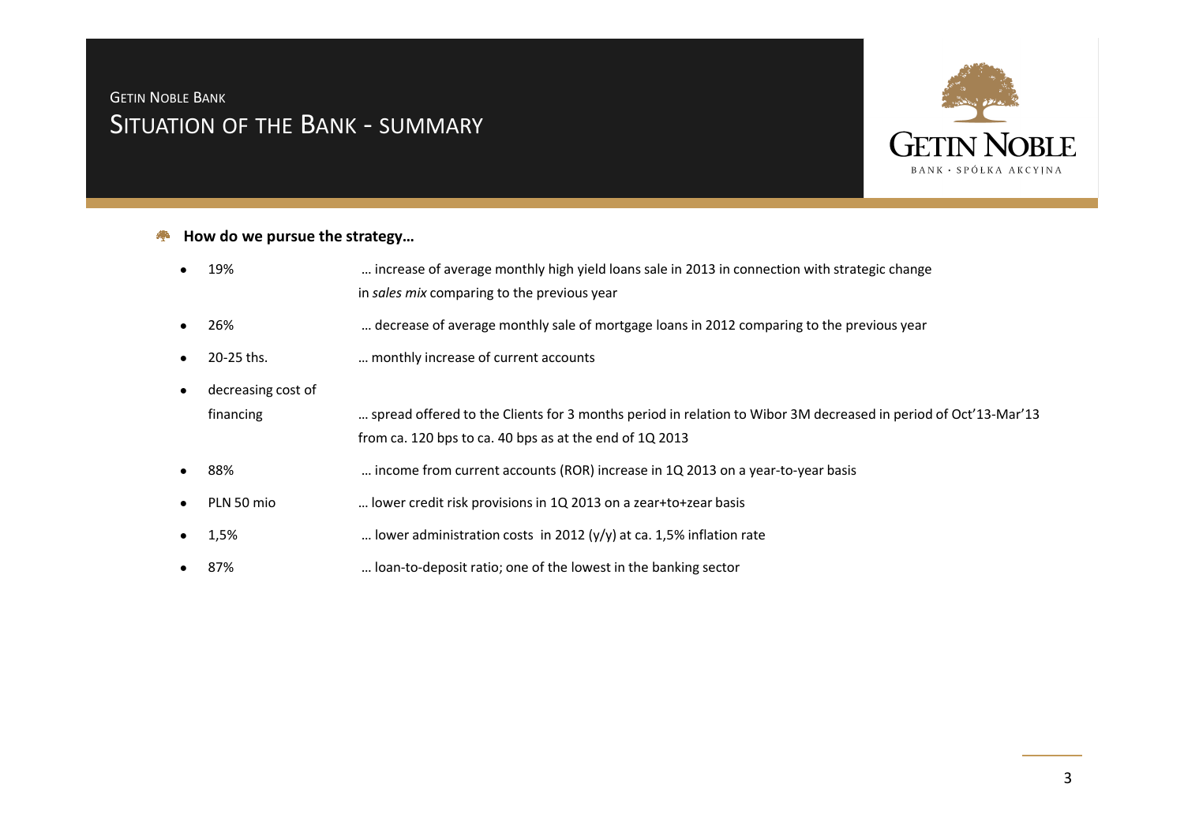GETIN NOBLE BANK

# SITUATION OF THE BANK - SUMMARY

GETIN NOBLE
BANK · SPÓŁKA AKCYJNA

**How do we pursue the strategy…**

| | |
|---|---|
| 19% | … increase of average monthly high yield loans sale in 2013 in connection with strategic change in *sales mix* comparing to the previous year |
| 26% | … decrease of average monthly sale of mortgage loans in 2012 comparing to the previous year |
| 20-25 ths. | … monthly increase of current accounts |
| decreasing cost of financing | … spread offered to the Clients for 3 months period in relation to Wibor 3M decreased in period of Oct'13-Mar'13 from ca. 120 bps to ca. 40 bps as at the end of 1Q 2013 |
| 88% | … income from current accounts (ROR) increase in 1Q 2013 on a year-to-year basis |
| PLN 50 mio | … lower credit risk provisions in 1Q 2013 on a zear+to+zear basis |
| 1,5% | … lower administration costs in 2012 (y/y) at ca. 1,5% inflation rate |
| 87% | … loan-to-deposit ratio; one of the lowest in the banking sector |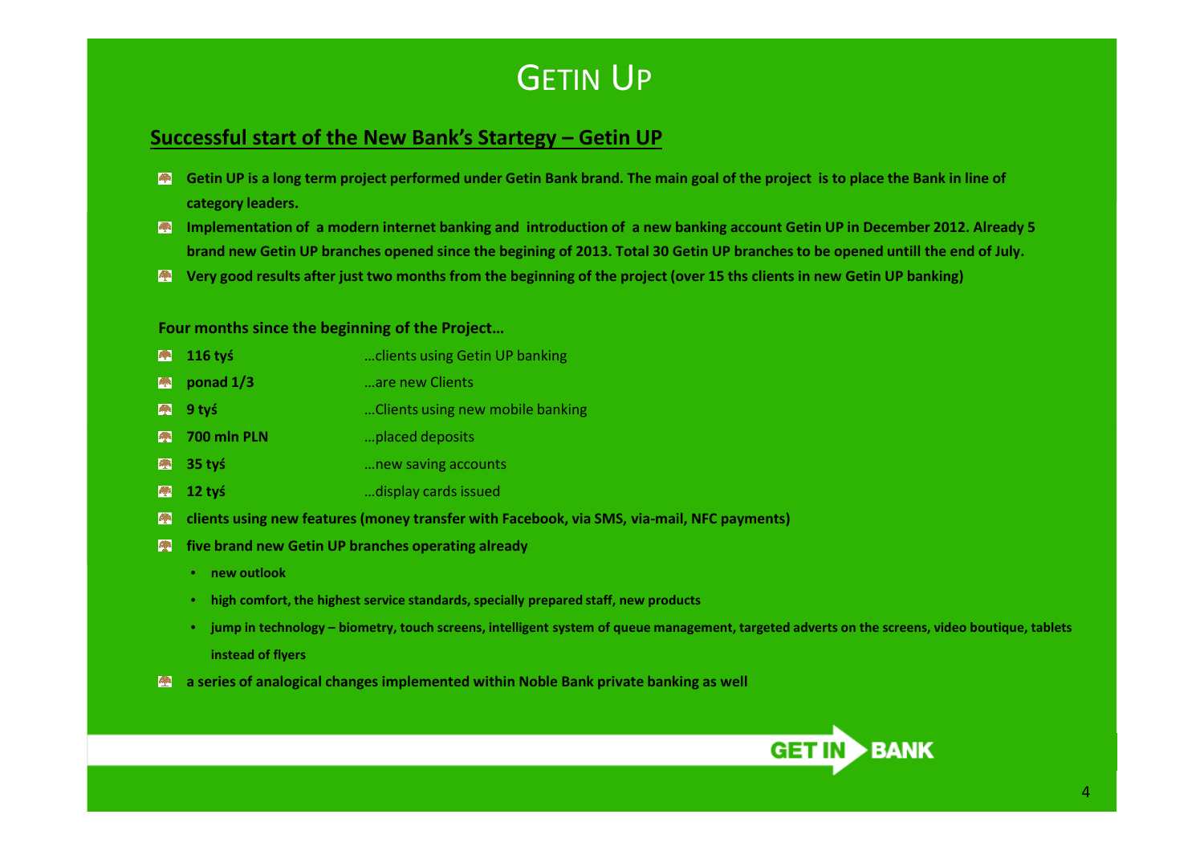# GETIN UP

## Successful start of the New Bank's Startegy – Getin UP

- **Getin UP is a long term project performed under Getin Bank brand. The main goal of the project is to place the Bank in line of category leaders.**
- **Implementation of a modern internet banking and introduction of a new banking account Getin UP in December 2012. Already 5 brand new Getin UP branches opened since the begining of 2013. Total 30 Getin UP branches to be opened untill the end of July.**
- **Very good results after just two months from the beginning of the project (over 15 ths clients in new Getin UP banking)**

**Four months since the beginning of the Project…**

- **116 tyś** …clients using Getin UP banking
- **ponad 1/3** …are new Clients
- **9 tyś** …Clients using new mobile banking
- **700 mln PLN** …placed deposits
- **35 tyś** …new saving accounts
- **12 tyś** …display cards issued
- **clients using new features (money transfer with Facebook, via SMS, via-mail, NFC payments)**
- **five brand new Getin UP branches operating already**
  - **new outlook**
  - **high comfort, the highest service standards, specially prepared staff, new products**
  - **jump in technology – biometry, touch screens, intelligent system of queue management, targeted adverts on the screens, video boutique, tablets instead of flyers**
- **a series of analogical changes implemented within Noble Bank private banking as well**

GET IN BANK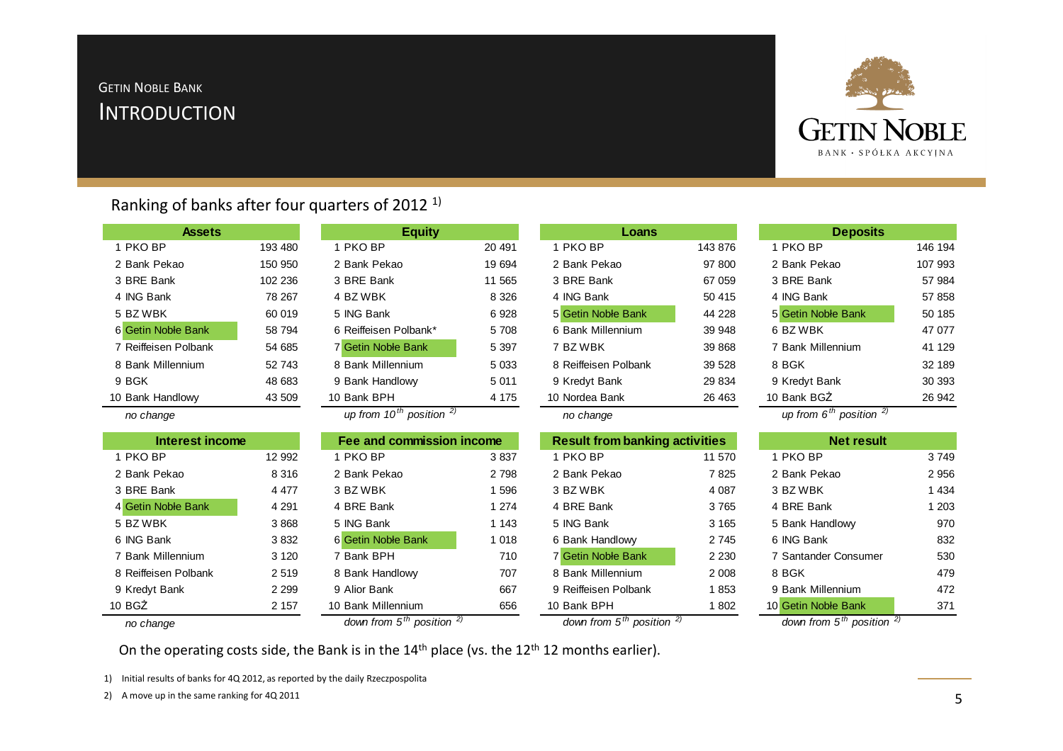# GETIN NOBLE BANK

## INTRODUCTION

### Ranking of banks after four quarters of 2012 [1)]

| Assets | | Equity | | Loans | | Deposits | |
|---|---|---|---|---|---|---|---|
| 1 PKO BP | 193 480 | 1 PKO BP | 20 491 | 1 PKO BP | 143 876 | 1 PKO BP | 146 194 |
| 2 Bank Pekao | 150 950 | 2 Bank Pekao | 19 694 | 2 Bank Pekao | 97 800 | 2 Bank Pekao | 107 993 |
| 3 BRE Bank | 102 236 | 3 BRE Bank | 11 565 | 3 BRE Bank | 67 059 | 3 BRE Bank | 57 984 |
| 4 ING Bank | 78 267 | 4 BZ WBK | 8 326 | 4 ING Bank | 50 415 | 4 ING Bank | 57 858 |
| 5 BZ WBK | 60 019 | 5 ING Bank | 6 928 | 5 Getin Noble Bank | 44 228 | 5 Getin Noble Bank | 50 185 |
| 6 Getin Noble Bank | 58 794 | 6 Reiffeisen Polbank* | 5 708 | 6 Bank Millennium | 39 948 | 6 BZ WBK | 47 077 |
| 7 Reiffeisen Polbank | 54 685 | 7 Getin Noble Bank | 5 397 | 7 BZ WBK | 39 868 | 7 Bank Millennium | 41 129 |
| 8 Bank Millennium | 52 743 | 8 Bank Millennium | 5 033 | 8 Reiffeisen Polbank | 39 528 | 8 BGK | 32 189 |
| 9 BGK | 48 683 | 9 Bank Handlowy | 5 011 | 9 Kredyt Bank | 29 834 | 9 Kredyt Bank | 30 393 |
| 10 Bank Handlowy | 43 509 | 10 Bank BPH | 4 175 | 10 Nordea Bank | 26 463 | 10 Bank BGŻ | 26 942 |
| *no change* | | *up from 10th position [2)]* | | *no change* | | *up from 6th position [2)]* | |

| Interest income | | Fee and commission income | | Result from banking activities | | Net result | |
|---|---|---|---|---|---|---|---|
| 1 PKO BP | 12 992 | 1 PKO BP | 3 837 | 1 PKO BP | 11 570 | 1 PKO BP | 3 749 |
| 2 Bank Pekao | 8 316 | 2 Bank Pekao | 2 798 | 2 Bank Pekao | 7 825 | 2 Bank Pekao | 2 956 |
| 3 BRE Bank | 4 477 | 3 BZ WBK | 1 596 | 3 BZ WBK | 4 087 | 3 BZ WBK | 1 434 |
| 4 Getin Noble Bank | 4 291 | 4 BRE Bank | 1 274 | 4 BRE Bank | 3 765 | 4 BRE Bank | 1 203 |
| 5 BZ WBK | 3 868 | 5 ING Bank | 1 143 | 5 ING Bank | 3 165 | 5 Bank Handlowy | 970 |
| 6 ING Bank | 3 832 | 6 Getin Noble Bank | 1 018 | 6 Bank Handlowy | 2 745 | 6 ING Bank | 832 |
| 7 Bank Millennium | 3 120 | 7 Bank BPH | 710 | 7 Getin Noble Bank | 2 230 | 7 Santander Consumer | 530 |
| 8 Reiffeisen Polbank | 2 519 | 8 Bank Handlowy | 707 | 8 Bank Millennium | 2 008 | 8 BGK | 479 |
| 9 Kredyt Bank | 2 299 | 9 Alior Bank | 667 | 9 Reiffeisen Polbank | 1 853 | 9 Bank Millennium | 472 |
| 10 BGŻ | 2 157 | 10 Bank Millennium | 656 | 10 Bank BPH | 1 802 | 10 Getin Noble Bank | 371 |
| *no change* | | *down from 5th position [2)]* | | *down from 5th position [2)]* | | *down from 5th position [2)]* | |

On the operating costs side, the Bank is in the 14th place (vs. the 12th 12 months earlier).

1) Initial results of banks for 4Q 2012, as reported by the daily Rzeczpospolita

2) A move up in the same ranking for 4Q 2011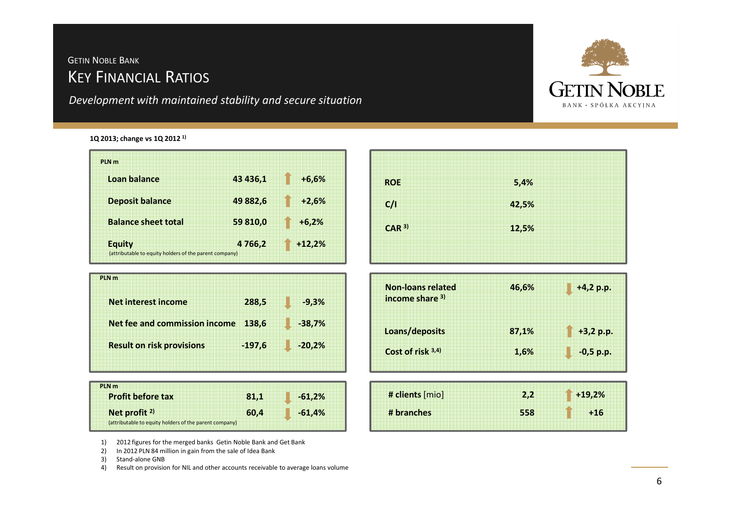GETIN NOBLE BANK

# KEY FINANCIAL RATIOS

*Development with maintained stability and secure situation*

**1Q 2013; change vs 1Q 2012 [1)]**

| PLN m | | |
|---|---|---|
| **Loan balance** | **43 436,1** | **+6,6%** |
| **Deposit balance** | **49 882,6** | **+2,6%** |
| **Balance sheet total** | **59 810,0** | **+6,2%** |
| **Equity** (attributable to equity holders of the parent company) | **4 766,2** | **+12,2%** |

| | |
|---|---|
| **ROE** | **5,4%** |
| **C/I** | **42,5%** |
| **CAR [3)]** | **12,5%** |

| PLN m | | |
|---|---|---|
| **Net interest income** | **288,5** | **-9,3%** |
| **Net fee and commission income** | **138,6** | **-38,7%** |
| **Result on risk provisions** | **-197,6** | **-20,2%** |

| | | |
|---|---|---|
| **Non-loans related income share [3)]** | **46,6%** | **+4,2 p.p.** |
| **Loans/deposits** | **87,1%** | **+3,2 p.p.** |
| **Cost of risk [3,4)]** | **1,6%** | **-0,5 p.p.** |

| PLN m | | |
|---|---|---|
| **Profit before tax** | **81,1** | **-61,2%** |
| **Net profit [2)]** (attributable to equity holders of the parent company) | **60,4** | **-61,4%** |

| | | |
|---|---|---|
| **# clients** [mio] | **2,2** | **+19,2%** |
| **# branches** | **558** | **+16** |

1) 2012 figures for the merged banks Getin Noble Bank and Get Bank
2) In 2012 PLN 84 million in gain from the sale of Idea Bank
3) Stand-alone GNB
4) Result on provision for NIL and other accounts receivable to average loans volume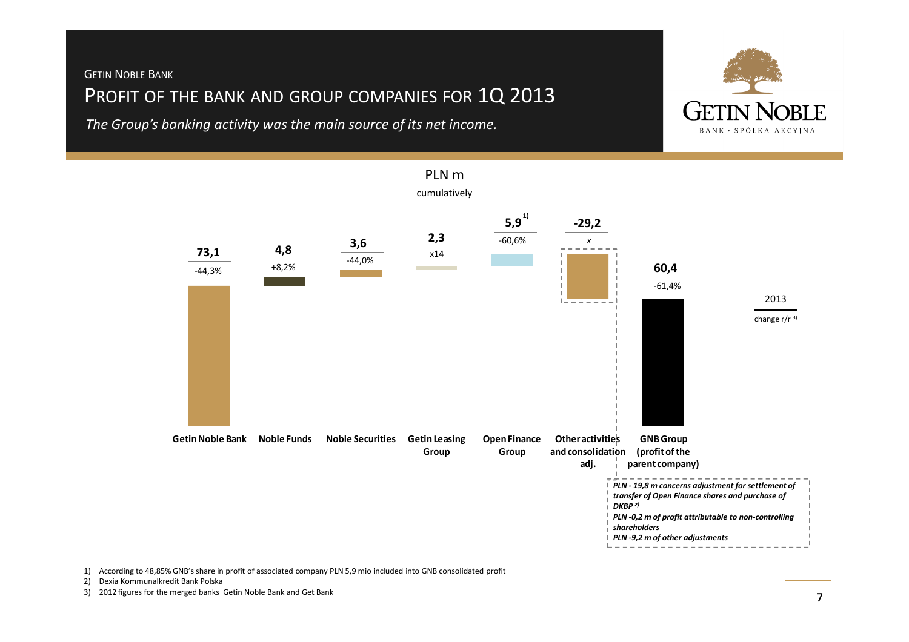GETIN NOBLE BANK

# PROFIT OF THE BANK AND GROUP COMPANIES FOR 1Q 2013

*The Group's banking activity was the main source of its net income.*

PLN m

cumulatively

| | Getin Noble Bank | Noble Funds | Noble Securities | Getin Leasing Group | Open Finance Group | Other activities and consolidation adj. | GNB Group (profit of the parent company) |
|---|---|---|---|---|---|---|---|
| 2013 | 73,1 | 4,8 | 3,6 | 2,3 | 5,9 [1] | -29,2 | 60,4 |
| change r/r [3] | -44,3% | +8,2% | -44,0% | x14 | -60,6% | x | -61,4% |

*PLN - 19,8 m concerns adjustment for settlement of transfer of Open Finance shares and purchase of DKBP [2]*
*PLN -0,2 m of profit attributable to non-controlling shareholders*
*PLN -9,2 m of other adjustments*

1) According to 48,85% GNB's share in profit of associated company PLN 5,9 mio included into GNB consolidated profit
2) Dexia Kommunalkredit Bank Polska
3) 2012 figures for the merged banks Getin Noble Bank and Get Bank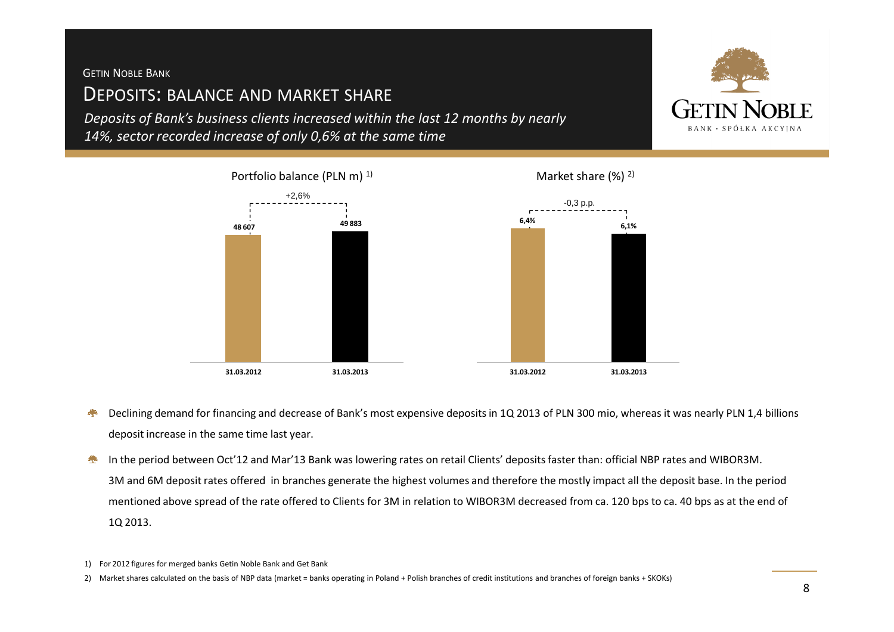GETIN NOBLE BANK

# DEPOSITS: BALANCE AND MARKET SHARE

*Deposits of Bank's business clients increased within the last 12 months by nearly 14%, sector recorded increase of only 0,6% at the same time*

Portfolio balance (PLN m) [1)]

| | 31.03.2012 | 31.03.2013 |
|---|---|---|
| Portfolio balance (PLN m) | 48 607 | 49 883 |

+2,6%

Market share (%) [2)]

| | 31.03.2012 | 31.03.2013 |
|---|---|---|
| Market share (%) | 6,4% | 6,1% |

-0,3 p.p.

- Declining demand for financing and decrease of Bank's most expensive deposits in 1Q 2013 of PLN 300 mio, whereas it was nearly PLN 1,4 billions deposit increase in the same time last year.
- In the period between Oct'12 and Mar'13 Bank was lowering rates on retail Clients' deposits faster than: official NBP rates and WIBOR3M. 3M and 6M deposit rates offered in branches generate the highest volumes and therefore the mostly impact all the deposit base. In the period mentioned above spread of the rate offered to Clients for 3M in relation to WIBOR3M decreased from ca. 120 bps to ca. 40 bps as at the end of 1Q 2013.

1) For 2012 figures for merged banks Getin Noble Bank and Get Bank

2) Market shares calculated on the basis of NBP data (market = banks operating in Poland + Polish branches of credit institutions and branches of foreign banks + SKOKs)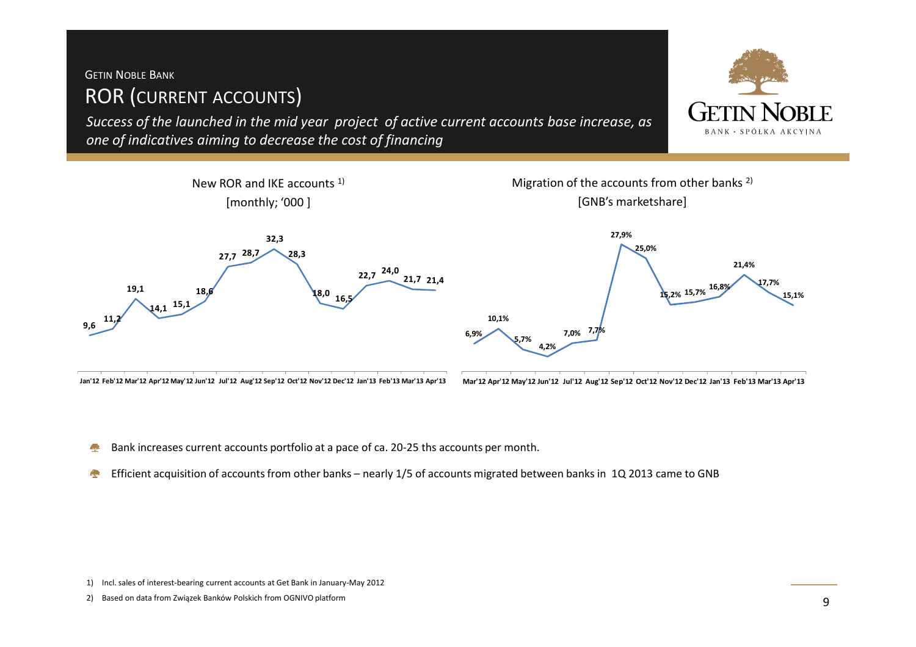GETIN NOBLE BANK

# ROR (CURRENT ACCOUNTS)

*Success of the launched in the mid year project of active current accounts base increase, as one of indicatives aiming to decrease the cost of financing*

New ROR and IKE accounts [1)]
[monthly; '000 ]

| Jan'12 | Feb'12 | Mar'12 | Apr'12 | May'12 | Jun'12 | Jul'12 | Aug'12 | Sep'12 | Oct'12 | Nov'12 | Dec'12 | Jan'13 | Feb'13 | Mar'13 | Apr'13 |
|---|---|---|---|---|---|---|---|---|---|---|---|---|---|---|---|
| 9,6 | 11,2 | 19,1 | 14,1 | 15,1 | 18,6 | 27,7 | 28,7 | 32,3 | 28,3 | 18,0 | 16,5 | 22,7 | 24,0 | 21,7 | 21,4 |

Migration of the accounts from other banks [2)]
[GNB's marketshare]

| Mar'12 | Apr'12 | May'12 | Jun'12 | Jul'12 | Aug'12 | Sep'12 | Oct'12 | Nov'12 | Dec'12 | Jan'13 | Feb'13 | Mar'13 | Apr'13 |
|---|---|---|---|---|---|---|---|---|---|---|---|---|---|
| 6,9% | 10,1% | 5,7% | 4,2% | 7,0% | 7,7% | 27,9% | 25,0% | 15,2% | 15,7% | 16,8% | 21,4% | 17,7% | 15,1% |

- Bank increases current accounts portfolio at a pace of ca. 20-25 ths accounts per month.
- Efficient acquisition of accounts from other banks – nearly 1/5 of accounts migrated between banks in 1Q 2013 came to GNB

1) Incl. sales of interest-bearing current accounts at Get Bank in January-May 2012

2) Based on data from Związek Banków Polskich from OGNIVO platform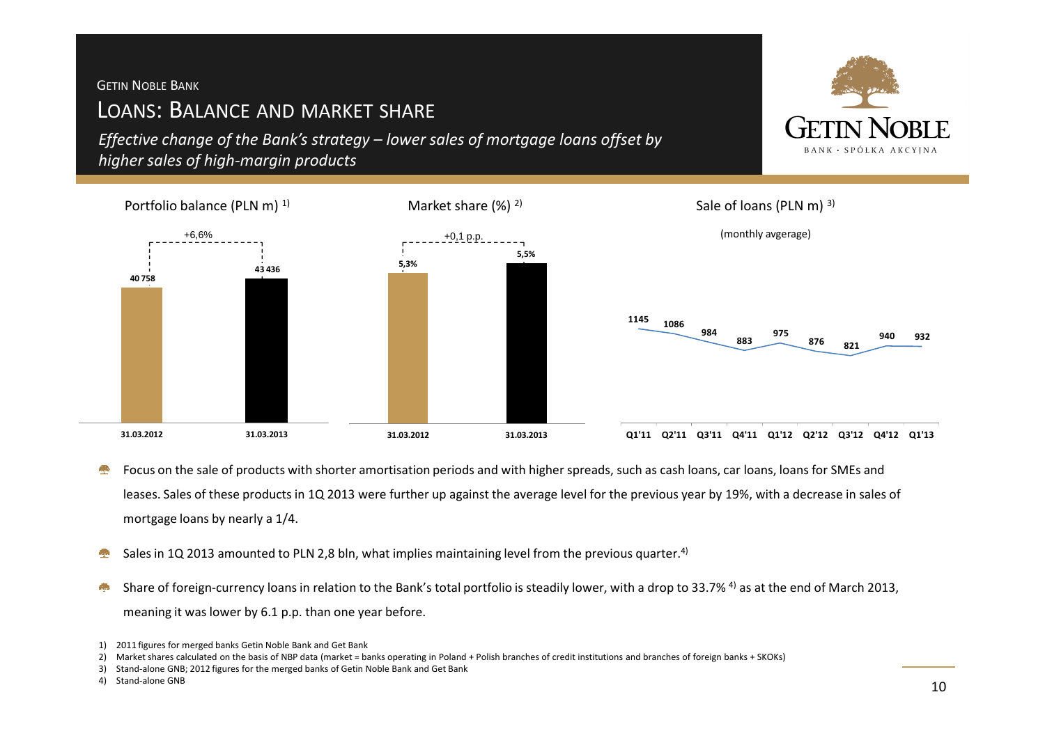GETIN NOBLE BANK

# LOANS: BALANCE AND MARKET SHARE

*Effective change of the Bank's strategy – lower sales of mortgage loans offset by higher sales of high-margin products*

**Portfolio balance (PLN m) [1)]**

| | 31.03.2012 | 31.03.2013 |
|---|---|---|
| Portfolio balance | 40 758 | 43 436 |

Change: +6,6%

**Market share (%) [2)]**

| | 31.03.2012 | 31.03.2013 |
|---|---|---|
| Market share | 5,3% | 5,5% |

Change: +0,1 p.p.

**Sale of loans (PLN m) [3)]**

(monthly avgerage)

| Q1'11 | Q2'11 | Q3'11 | Q4'11 | Q1'12 | Q2'12 | Q3'12 | Q4'12 | Q1'13 |
|---|---|---|---|---|---|---|---|---|
| 1145 | 1086 | 984 | 883 | 975 | 876 | 821 | 940 | 932 |

- Focus on the sale of products with shorter amortisation periods and with higher spreads, such as cash loans, car loans, loans for SMEs and leases. Sales of these products in 1Q 2013 were further up against the average level for the previous year by 19%, with a decrease in sales of mortgage loans by nearly a 1/4.
- Sales in 1Q 2013 amounted to PLN 2,8 bln, what implies maintaining level from the previous quarter.[4)]
- Share of foreign-currency loans in relation to the Bank's total portfolio is steadily lower, with a drop to 33.7% [4)] as at the end of March 2013, meaning it was lower by 6.1 p.p. than one year before.

1) 2011 figures for merged banks Getin Noble Bank and Get Bank
2) Market shares calculated on the basis of NBP data (market = banks operating in Poland + Polish branches of credit institutions and branches of foreign banks + SKOKs)
3) Stand-alone GNB; 2012 figures for the merged banks of Getin Noble Bank and Get Bank
4) Stand-alone GNB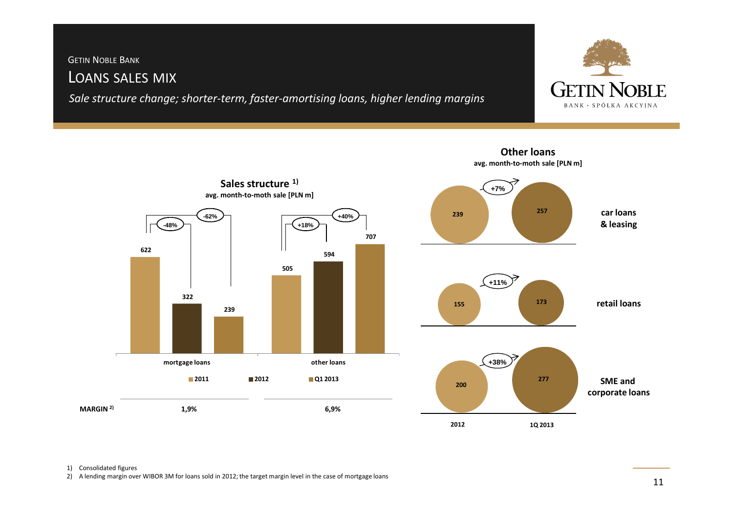GETIN NOBLE BANK

# LOANS SALES MIX

*Sale structure change; shorter-term, faster-amortising loans, higher lending margins*

## Sales structure 1)

**avg. month-to-moth sale [PLN m]**

| | 2011 | 2012 | Q1 2013 | Change 2012 vs 2011 | Change Q1 2013 vs 2011 |
|---|---|---|---|---|---|
| mortgage loans | 622 | 322 | 239 | -48% | -62% |
| other loans | 505 | 594 | 707 | +18% | +40% |

| | mortgage loans | other loans |
|---|---|---|
| MARGIN 2) | 1,9% | 6,9% |

## Other loans

**avg. month-to-moth sale [PLN m]**

| | 2012 | 1Q 2013 | Change |
|---|---|---|---|
| car loans & leasing | 239 | 257 | +7% |
| retail loans | 155 | 173 | +11% |
| SME and corporate loans | 200 | 277 | +38% |

1) Consolidated figures
2) A lending margin over WIBOR 3M for loans sold in 2012; the target margin level in the case of mortgage loans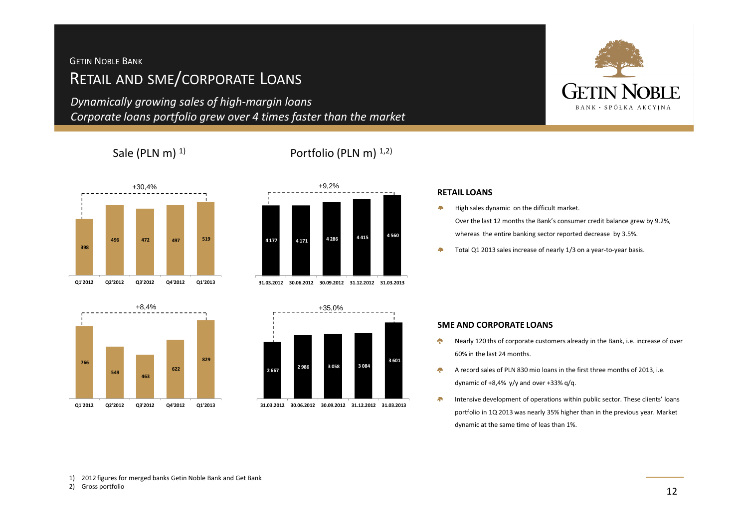GETIN NOBLE BANK

# RETAIL AND SME/CORPORATE LOANS

*Dynamically growing sales of high-margin loans*
*Corporate loans portfolio grew over 4 times faster than the market*

Sale (PLN m) [1]

Portfolio (PLN m) [1,2]

**Retail loans – Sale (PLN m)** (+30,4%)

| Q1'2012 | Q2'2012 | Q3'2012 | Q4'2012 | Q1'2013 |
|---|---|---|---|---|
| 398 | 496 | 472 | 497 | 519 |

**Retail loans – Portfolio (PLN m)** (+9,2%)

| 31.03.2012 | 30.06.2012 | 30.09.2012 | 31.12.2012 | 31.03.2013 |
|---|---|---|---|---|
| 4 177 | 4 171 | 4 286 | 4 415 | 4 560 |

## RETAIL LOANS

- High sales dynamic on the difficult market.
  Over the last 12 months the Bank's consumer credit balance grew by 9.2%, whereas the entire banking sector reported decrease by 3.5%.
- Total Q1 2013 sales increase of nearly 1/3 on a year-to-year basis.

**SME and corporate loans – Sale (PLN m)** (+8,4%)

| Q1'2012 | Q2'2012 | Q3'2012 | Q4'2012 | Q1'2013 |
|---|---|---|---|---|
| 766 | 549 | 463 | 622 | 829 |

**SME and corporate loans – Portfolio (PLN m)** (+35,0%)

| 31.03.2012 | 30.06.2012 | 30.09.2012 | 31.12.2012 | 31.03.2013 |
|---|---|---|---|---|
| 2 667 | 2 986 | 3 058 | 3 084 | 3 601 |

## SME AND CORPORATE LOANS

- Nearly 120 ths of corporate customers already in the Bank, i.e. increase of over 60% in the last 24 months.
- A record sales of PLN 830 mio loans in the first three months of 2013, i.e. dynamic of +8,4% y/y and over +33% q/q.
- Intensive development of operations within public sector. These clients' loans portfolio in 1Q 2013 was nearly 35% higher than in the previous year. Market dynamic at the same time of leas than 1%.

1) 2012 figures for merged banks Getin Noble Bank and Get Bank
2) Gross portfolio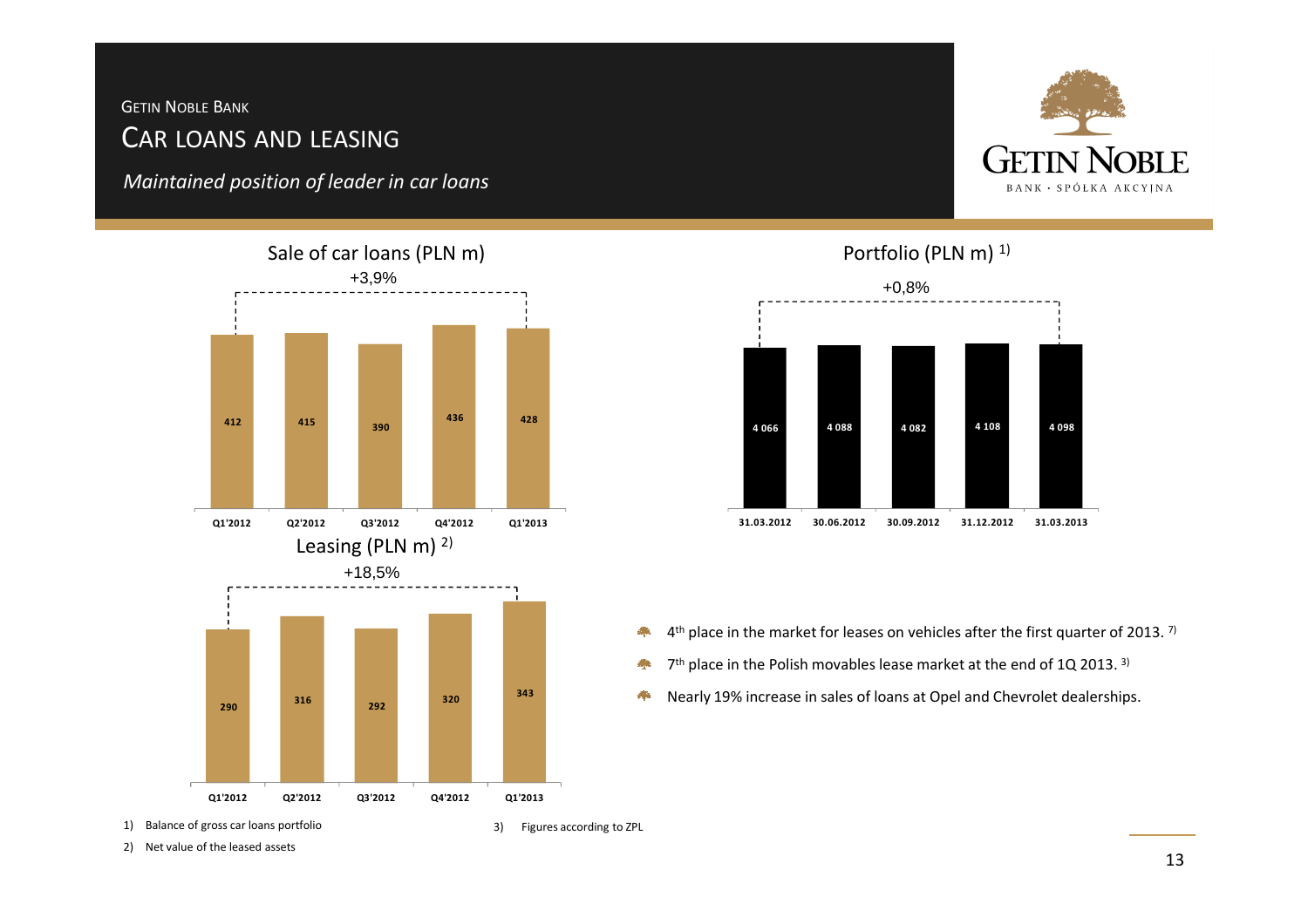GETIN NOBLE BANK

# CAR LOANS AND LEASING

*Maintained position of leader in car loans*

## Sale of car loans (PLN m)

+3,9%

| Q1'2012 | Q2'2012 | Q3'2012 | Q4'2012 | Q1'2013 |
|---|---|---|---|---|
| 412 | 415 | 390 | 436 | 428 |

## Portfolio (PLN m) [1]

+0,8%

| 31.03.2012 | 30.06.2012 | 30.09.2012 | 31.12.2012 | 31.03.2013 |
|---|---|---|---|---|
| 4 066 | 4 088 | 4 082 | 4 108 | 4 098 |

## Leasing (PLN m) [2]

+18,5%

| Q1'2012 | Q2'2012 | Q3'2012 | Q4'2012 | Q1'2013 |
|---|---|---|---|---|
| 290 | 316 | 292 | 320 | 343 |

- 4th place in the market for leases on vehicles after the first quarter of 2013. [7]
- 7th place in the Polish movables lease market at the end of 1Q 2013. [3]
- Nearly 19% increase in sales of loans at Opel and Chevrolet dealerships.

1) Balance of gross car loans portfolio

2) Net value of the leased assets

3) Figures according to ZPL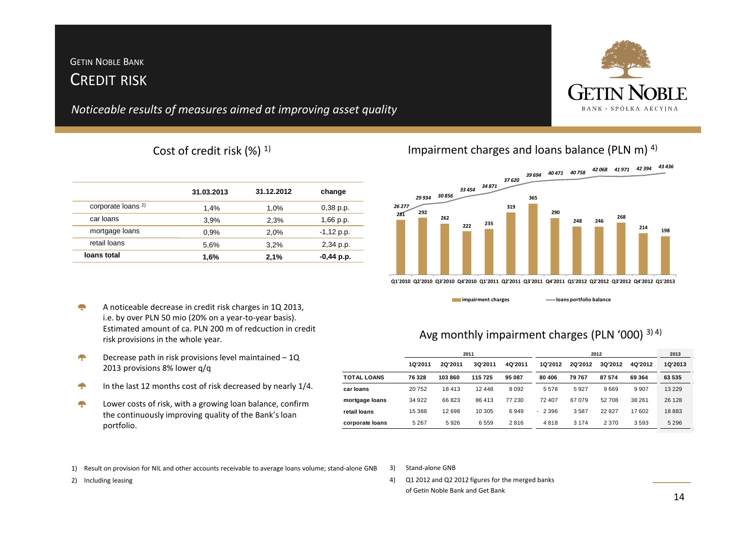GETIN NOBLE BANK

# CREDIT RISK

*Noticeable results of measures aimed at improving asset quality*

## Cost of credit risk (%) [1]

| | 31.03.2013 | 31.12.2012 | change |
|---|---|---|---|
| corporate loans [2] | 1,4% | 1,0% | 0,38 p.p. |
| car loans | 3,9% | 2,3% | 1,66 p.p. |
| mortgage loans | 0,9% | 2,0% | -1,12 p.p. |
| retail loans | 5,6% | 3,2% | 2,34 p.p. |
| **loans total** | **1,6%** | **2,1%** | **-0,44 p.p.** |

## Impairment charges and loans balance (PLN m) [4]

| | Q1'2010 | Q2'2010 | Q3'2010 | Q4'2010 | Q1'2011 | Q2'2011 | Q3'2011 | Q4'2011 | Q1'2012 | Q2'2012 | Q3'2012 | Q4'2012 | Q1'2013 |
|---|---|---|---|---|---|---|---|---|---|---|---|---|---|
| impairment charges | 281 | 292 | 262 | 222 | 235 | 319 | 365 | 290 | 248 | 246 | 268 | 214 | 198 |
| loans portfolio balance | 26 277 | 29 934 | 30 856 | 33 454 | 34 871 | 37 620 | 39 694 | 40 471 | 40 758 | 42 068 | 41 971 | 42 394 | 43 436 |

- A noticeable decrease in credit risk charges in 1Q 2013, i.e. by over PLN 50 mio (20% on a year-to-year basis). Estimated amount of ca. PLN 200 m of redcuction in credit risk provisions in the whole year.
- Decrease path in risk provisions level maintained – 1Q 2013 provisions 8% lower q/q
- In the last 12 months cost of risk decreased by nearly 1/4.
- Lower costs of risk, with a growing loan balance, confirm the continuously improving quality of the Bank's loan portfolio.

## Avg monthly impairment charges (PLN '000) [3] [4]

| | 2011 | | | | 2012 | | | | 2013 |
|---|---|---|---|---|---|---|---|---|---|
| | 1Q'2011 | 2Q'2011 | 3Q'2011 | 4Q'2011 | 1Q'2012 | 2Q'2012 | 3Q'2012 | 4Q'2012 | 1Q'2013 |
| **TOTAL LOANS** | **76 328** | **103 860** | **115 725** | **95 087** | **80 406** | **79 767** | **87 574** | **69 364** | **63 535** |
| car loans | 20 752 | 18 413 | 12 448 | 8 092 | 5 578 | 5 927 | 9 669 | 9 907 | 13 229 |
| mortgage loans | 34 922 | 66 823 | 86 413 | 77 230 | 72 407 | 67 079 | 52 708 | 38 261 | 26 128 |
| retail loans | 15 388 | 12 698 | 10 305 | 6 949 | - 2 396 | 3 587 | 22 827 | 17 602 | 18 883 |
| corporate loans | 5 267 | 5 926 | 6 559 | 2 816 | 4 818 | 3 174 | 2 370 | 3 593 | 5 296 |

1) Result on provision for NIL and other accounts receivable to average loans volume; stand-alone GNB

2) Including leasing

3) Stand-alone GNB

4) Q1 2012 and Q2 2012 figures for the merged banks of Getin Noble Bank and Get Bank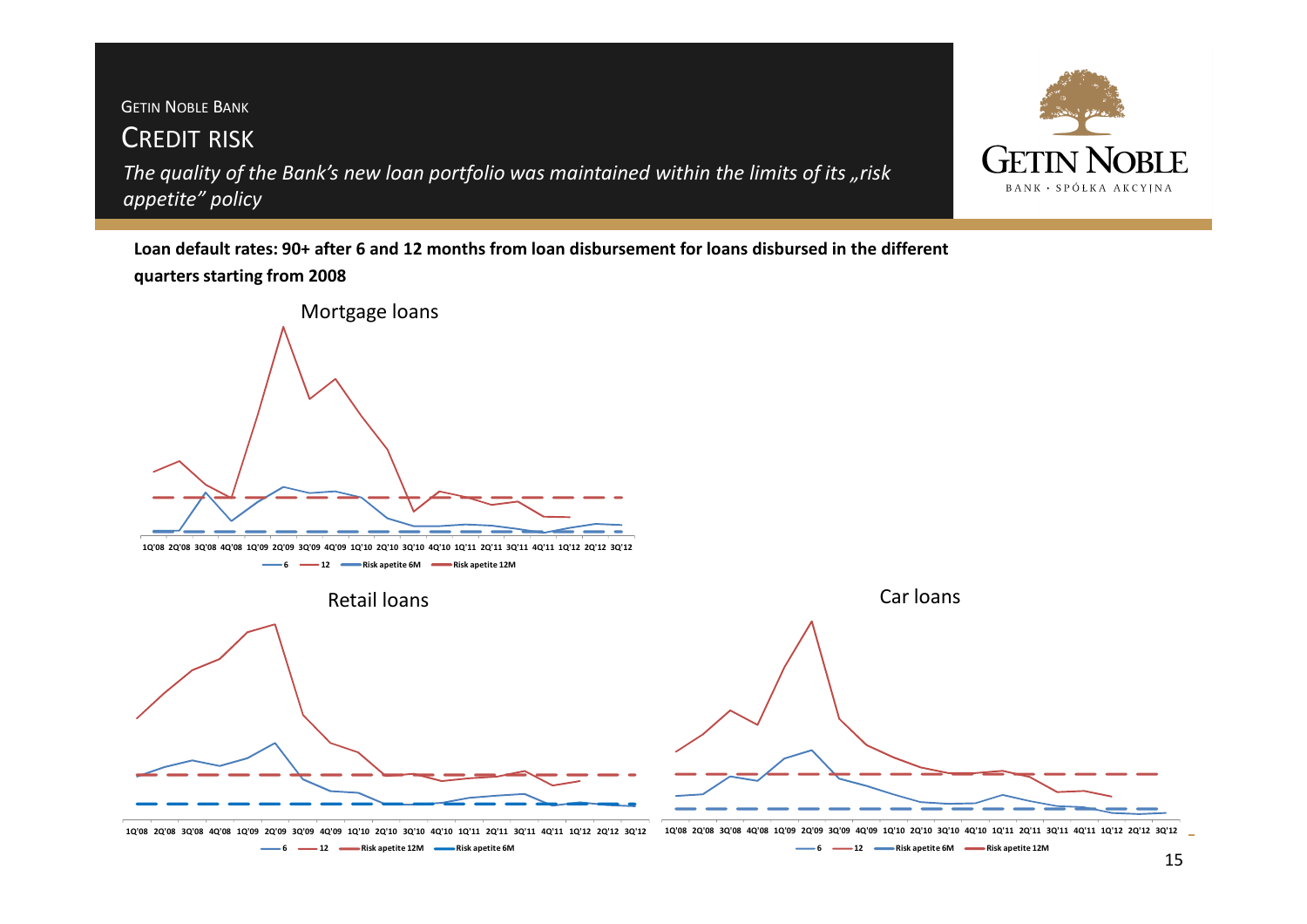GETIN NOBLE BANK

# CREDIT RISK

*The quality of the Bank's new loan portfolio was maintained within the limits of its „risk appetite" policy*

**Loan default rates: 90+ after 6 and 12 months from loan disbursement for loans disbursed in the different quarters starting from 2008**

Mortgage loans

1Q'08 2Q'08 3Q'08 4Q'08 1Q'09 2Q'09 3Q'09 4Q'09 1Q'10 2Q'10 3Q'10 4Q'10 1Q'11 2Q'11 3Q'11 4Q'11 1Q'12 2Q'12 3Q'12

6 — 12 — Risk apetite 6M — Risk apetite 12M

Retail loans

1Q'08 2Q'08 3Q'08 4Q'08 1Q'09 2Q'09 3Q'09 4Q'09 1Q'10 2Q'10 3Q'10 4Q'10 1Q'11 2Q'11 3Q'11 4Q'11 1Q'12 2Q'12 3Q'12

6 — 12 — Risk apetite 12M — Risk apetite 6M

Car loans

1Q'08 2Q'08 3Q'08 4Q'08 1Q'09 2Q'09 3Q'09 4Q'09 1Q'10 2Q'10 3Q'10 4Q'10 1Q'11 2Q'11 3Q'11 4Q'11 1Q'12 2Q'12 3Q'12

6 — 12 — Risk apetite 6M — Risk apetite 12M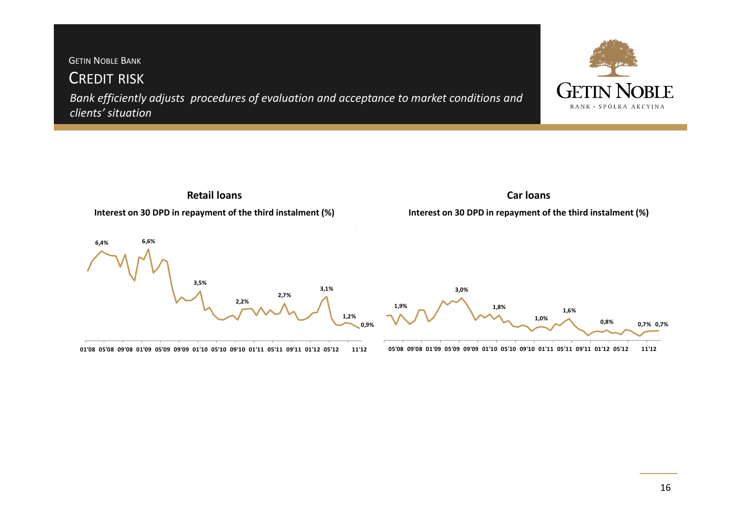GETIN NOBLE BANK

# CREDIT RISK

*Bank efficiently adjusts procedures of evaluation and acceptance to market conditions and clients' situation*

## Retail loans

**Interest on 30 DPD in repayment of the third instalment (%)**

6,4% 6,6% 3,5% 2,2% 2,7% 3,1% 1,2% 0,9%

01'08 05'08 09'08 01'09 05'09 09'09 01'10 05'10 09'10 01'11 05'11 09'11 01'12 05'12 11'12

## Car loans

**Interest on 30 DPD in repayment of the third instalment (%)**

1,9% 3,0% 1,8% 1,0% 1,6% 0,8% 0,7% 0,7%

05'08 09'08 01'09 05'09 09'09 01'10 05'10 09'10 01'11 05'11 09'11 01'12 05'12 11'12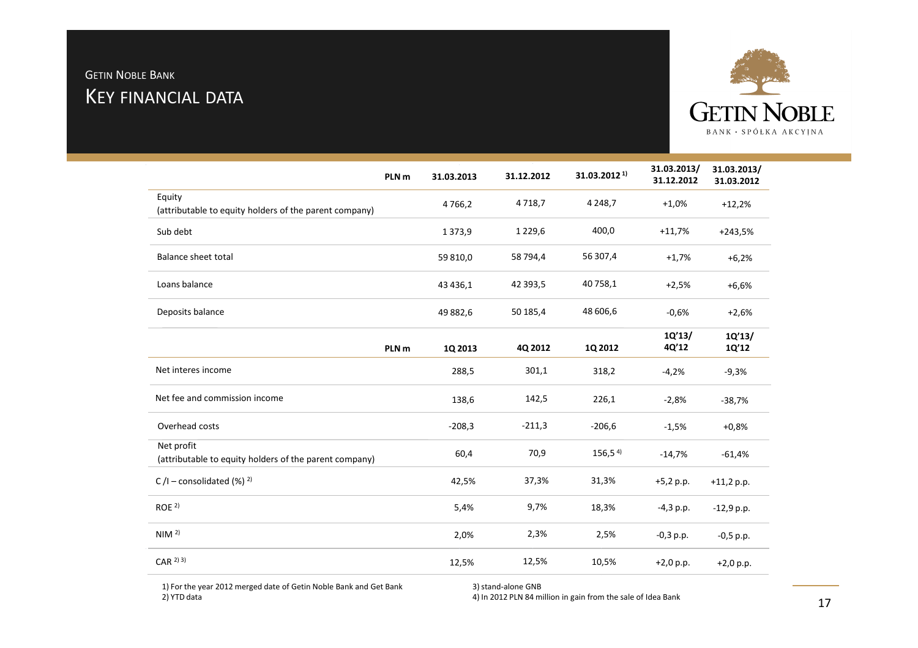# GETIN NOBLE BANK

## KEY FINANCIAL DATA

| PLN m | 31.03.2013 | 31.12.2012 | 31.03.2012 [1] | 31.03.2013/ 31.12.2012 | 31.03.2013/ 31.03.2012 |
|---|---|---|---|---|---|
| Equity (attributable to equity holders of the parent company) | 4 766,2 | 4 718,7 | 4 248,7 | +1,0% | +12,2% |
| Sub debt | 1 373,9 | 1 229,6 | 400,0 | +11,7% | +243,5% |
| Balance sheet total | 59 810,0 | 58 794,4 | 56 307,4 | +1,7% | +6,2% |
| Loans balance | 43 436,1 | 42 393,5 | 40 758,1 | +2,5% | +6,6% |
| Deposits balance | 49 882,6 | 50 185,4 | 48 606,6 | -0,6% | +2,6% |

| PLN m | 1Q 2013 | 4Q 2012 | 1Q 2012 | 1Q'13/ 4Q'12 | 1Q'13/ 1Q'12 |
|---|---|---|---|---|---|
| Net interes income | 288,5 | 301,1 | 318,2 | -4,2% | -9,3% |
| Net fee and commission income | 138,6 | 142,5 | 226,1 | -2,8% | -38,7% |
| Overhead costs | -208,3 | -211,3 | -206,6 | -1,5% | +0,8% |
| Net profit (attributable to equity holders of the parent company) | 60,4 | 70,9 | 156,5 [4] | -14,7% | -61,4% |
| C /I – consolidated (%) [2] | 42,5% | 37,3% | 31,3% | +5,2 p.p. | +11,2 p.p. |
| ROE [2] | 5,4% | 9,7% | 18,3% | -4,3 p.p. | -12,9 p.p. |
| NIM [2] | 2,0% | 2,3% | 2,5% | -0,3 p.p. | -0,5 p.p. |
| CAR [2] [3] | 12,5% | 12,5% | 10,5% | +2,0 p.p. | +2,0 p.p. |

1) For the year 2012 merged date of Getin Noble Bank and Get Bank
2) YTD data
3) stand-alone GNB
4) In 2012 PLN 84 million in gain from the sale of Idea Bank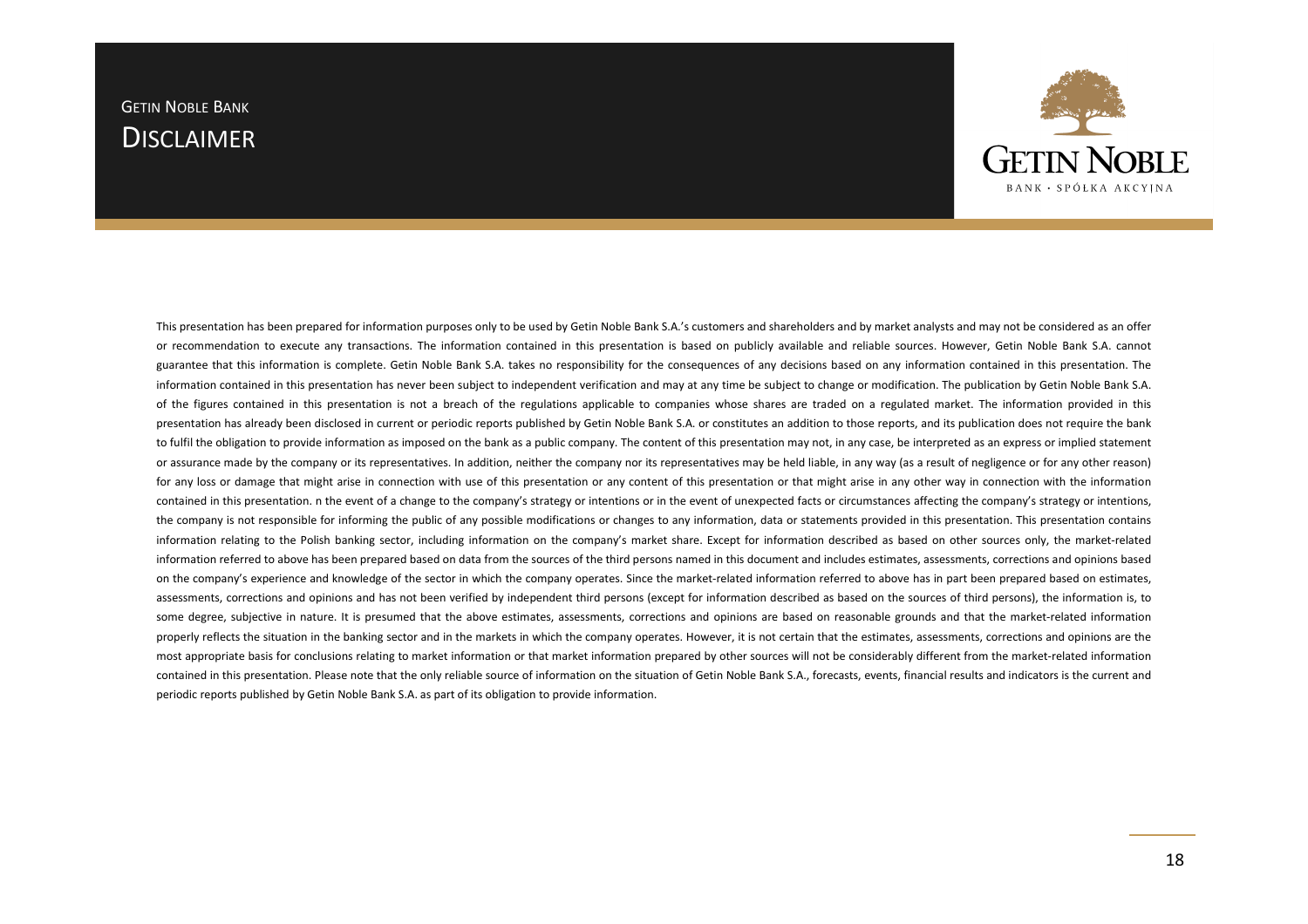GETIN NOBLE BANK

# DISCLAIMER

GETIN NOBLE
BANK · SPÓŁKA AKCYJNA

This presentation has been prepared for information purposes only to be used by Getin Noble Bank S.A.'s customers and shareholders and by market analysts and may not be considered as an offer or recommendation to execute any transactions. The information contained in this presentation is based on publicly available and reliable sources. However, Getin Noble Bank S.A. cannot guarantee that this information is complete. Getin Noble Bank S.A. takes no responsibility for the consequences of any decisions based on any information contained in this presentation. The information contained in this presentation has never been subject to independent verification and may at any time be subject to change or modification. The publication by Getin Noble Bank S.A. of the figures contained in this presentation is not a breach of the regulations applicable to companies whose shares are traded on a regulated market. The information provided in this presentation has already been disclosed in current or periodic reports published by Getin Noble Bank S.A. or constitutes an addition to those reports, and its publication does not require the bank to fulfil the obligation to provide information as imposed on the bank as a public company. The content of this presentation may not, in any case, be interpreted as an express or implied statement or assurance made by the company or its representatives. In addition, neither the company nor its representatives may be held liable, in any way (as a result of negligence or for any other reason) for any loss or damage that might arise in connection with use of this presentation or any content of this presentation or that might arise in any other way in connection with the information contained in this presentation. n the event of a change to the company's strategy or intentions or in the event of unexpected facts or circumstances affecting the company's strategy or intentions, the company is not responsible for informing the public of any possible modifications or changes to any information, data or statements provided in this presentation. This presentation contains information relating to the Polish banking sector, including information on the company's market share. Except for information described as based on other sources only, the market-related information referred to above has been prepared based on data from the sources of the third persons named in this document and includes estimates, assessments, corrections and opinions based on the company's experience and knowledge of the sector in which the company operates. Since the market-related information referred to above has in part been prepared based on estimates, assessments, corrections and opinions and has not been verified by independent third persons (except for information described as based on the sources of third persons), the information is, to some degree, subjective in nature. It is presumed that the above estimates, assessments, corrections and opinions are based on reasonable grounds and that the market-related information properly reflects the situation in the banking sector and in the markets in which the company operates. However, it is not certain that the estimates, assessments, corrections and opinions are the most appropriate basis for conclusions relating to market information or that market information prepared by other sources will not be considerably different from the market-related information contained in this presentation. Please note that the only reliable source of information on the situation of Getin Noble Bank S.A., forecasts, events, financial results and indicators is the current and periodic reports published by Getin Noble Bank S.A. as part of its obligation to provide information.